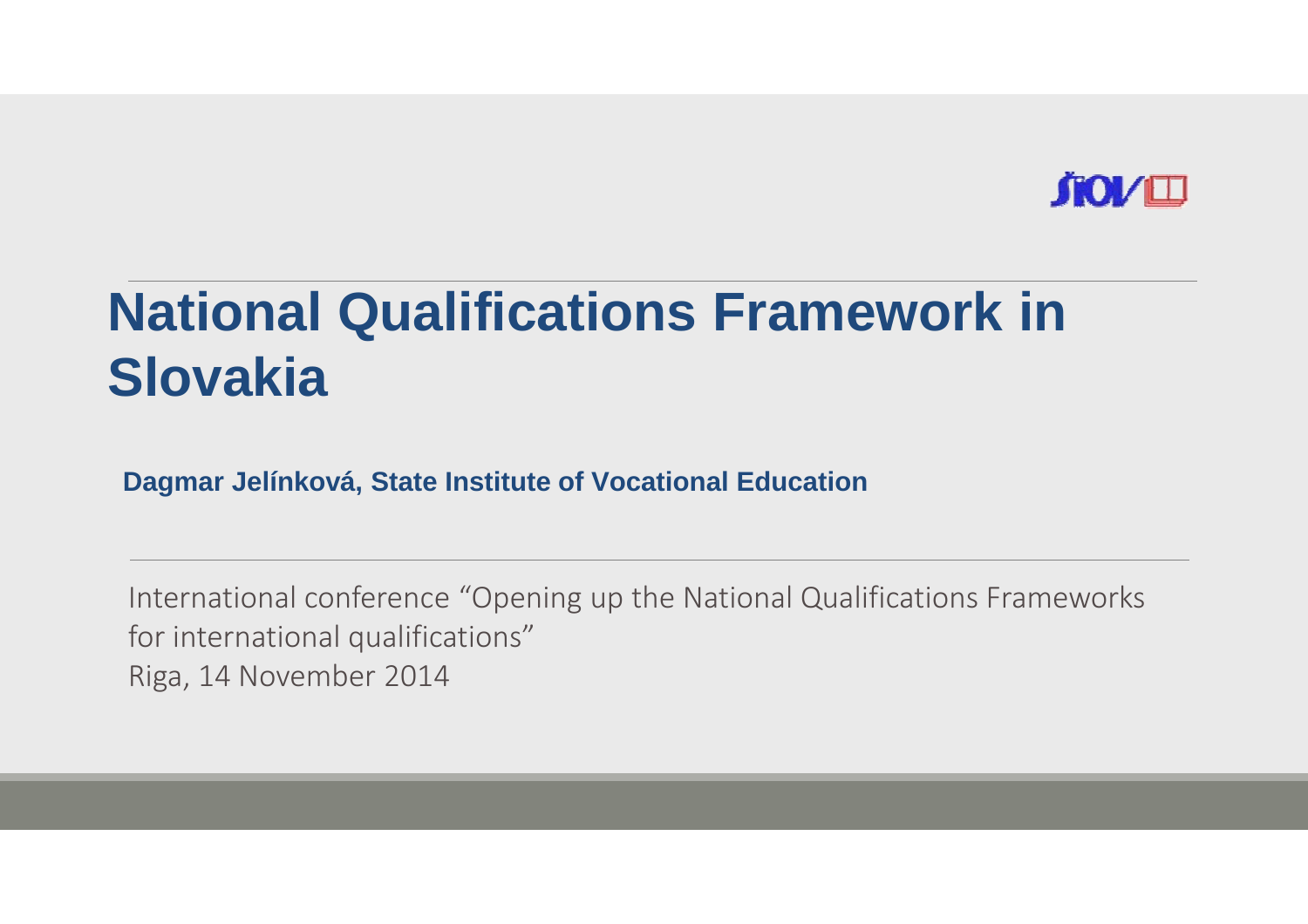# National Qualifications Framework in Slovakia

**Dagmar Jelínková, State Institute of Vocational Education**

International conference "Opening up the National Qualifications Frameworks for international qualifications"
Riga, 14 November 2014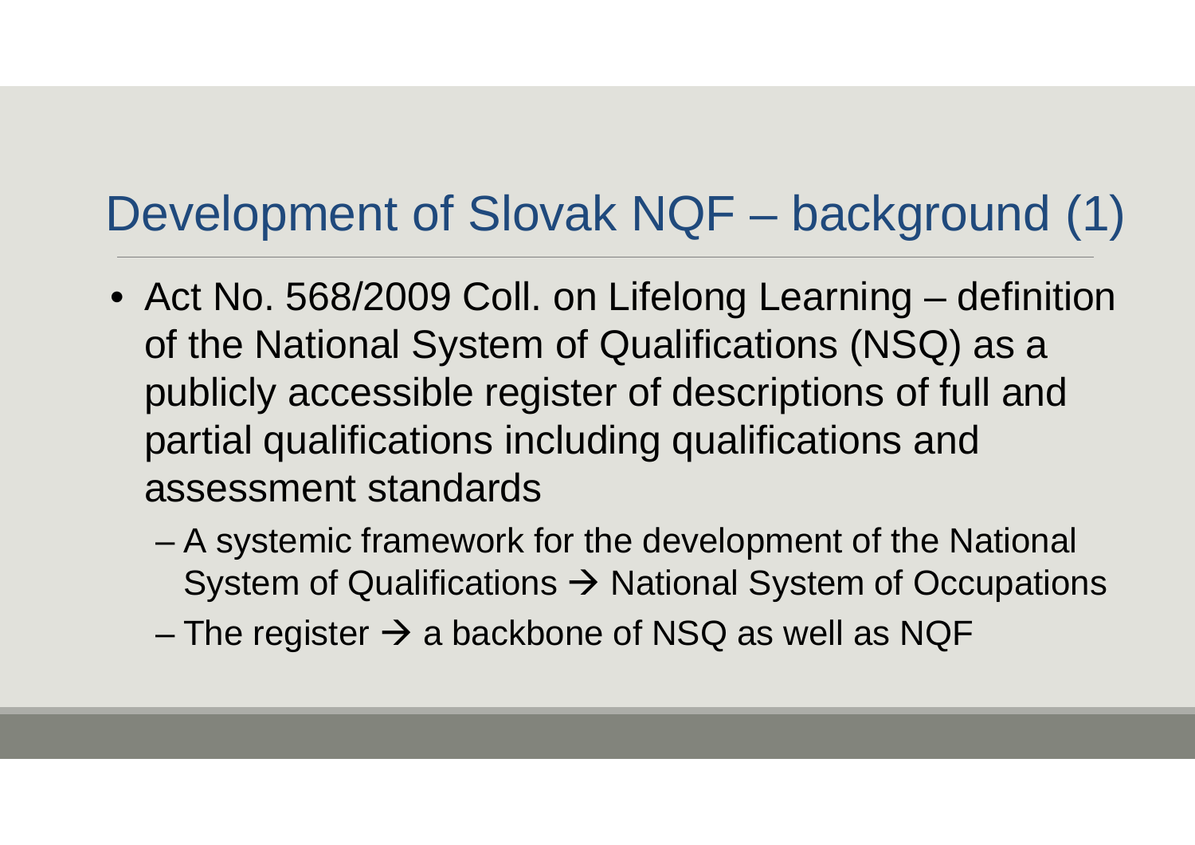# Development of Slovak NQF – background (1)

- Act No. 568/2009 Coll. on Lifelong Learning – definition of the National System of Qualifications (NSQ) as a publicly accessible register of descriptions of full and partial qualifications including qualifications and assessment standards
  - A systemic framework for the development of the National System of Qualifications → National System of Occupations
  - The register → a backbone of NSQ as well as NQF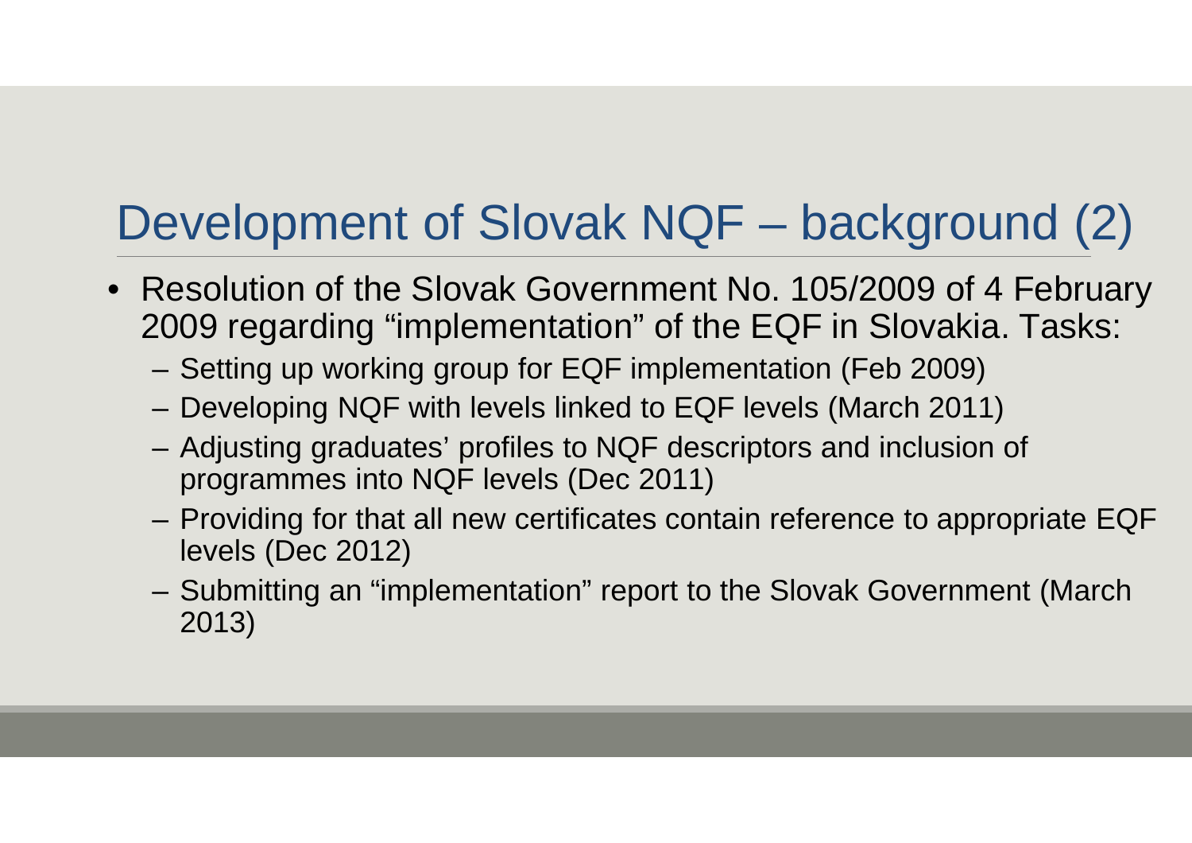# Development of Slovak NQF – background (2)

- Resolution of the Slovak Government No. 105/2009 of 4 February 2009 regarding “implementation” of the EQF in Slovakia. Tasks:
  - Setting up working group for EQF implementation (Feb 2009)
  - Developing NQF with levels linked to EQF levels (March 2011)
  - Adjusting graduates’ profiles to NQF descriptors and inclusion of programmes into NQF levels (Dec 2011)
  - Providing for that all new certificates contain reference to appropriate EQF levels (Dec 2012)
  - Submitting an “implementation” report to the Slovak Government (March 2013)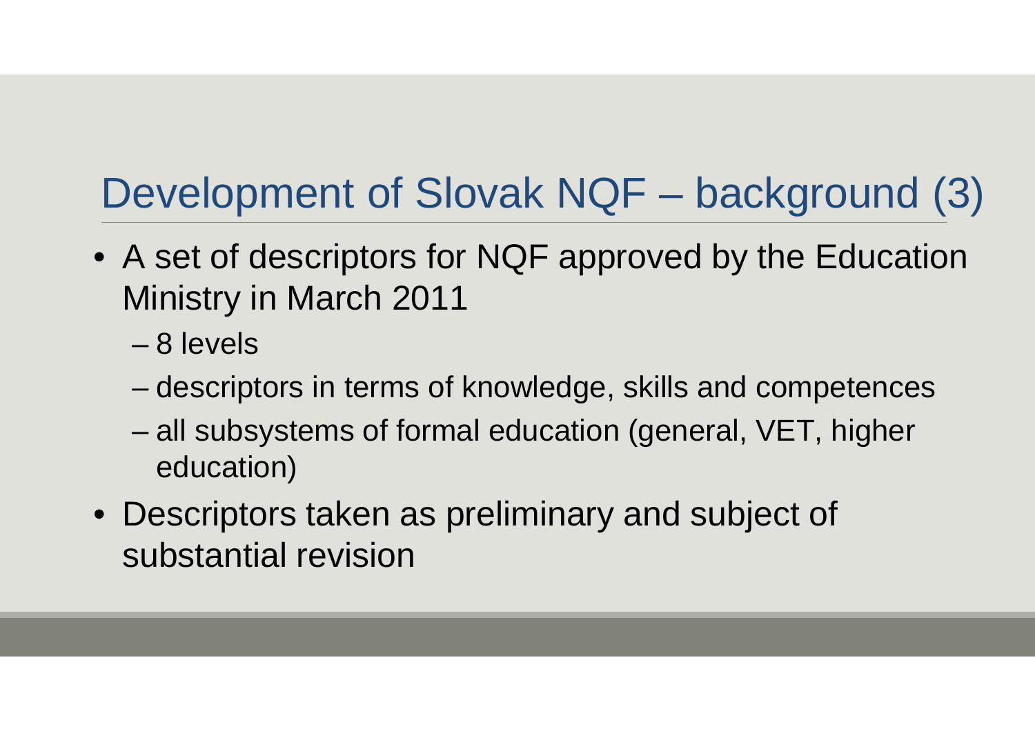# Development of Slovak NQF – background (3)

- A set of descriptors for NQF approved by the Education Ministry in March 2011
  - 8 levels
  - descriptors in terms of knowledge, skills and competences
  - all subsystems of formal education (general, VET, higher education)
- Descriptors taken as preliminary and subject of substantial revision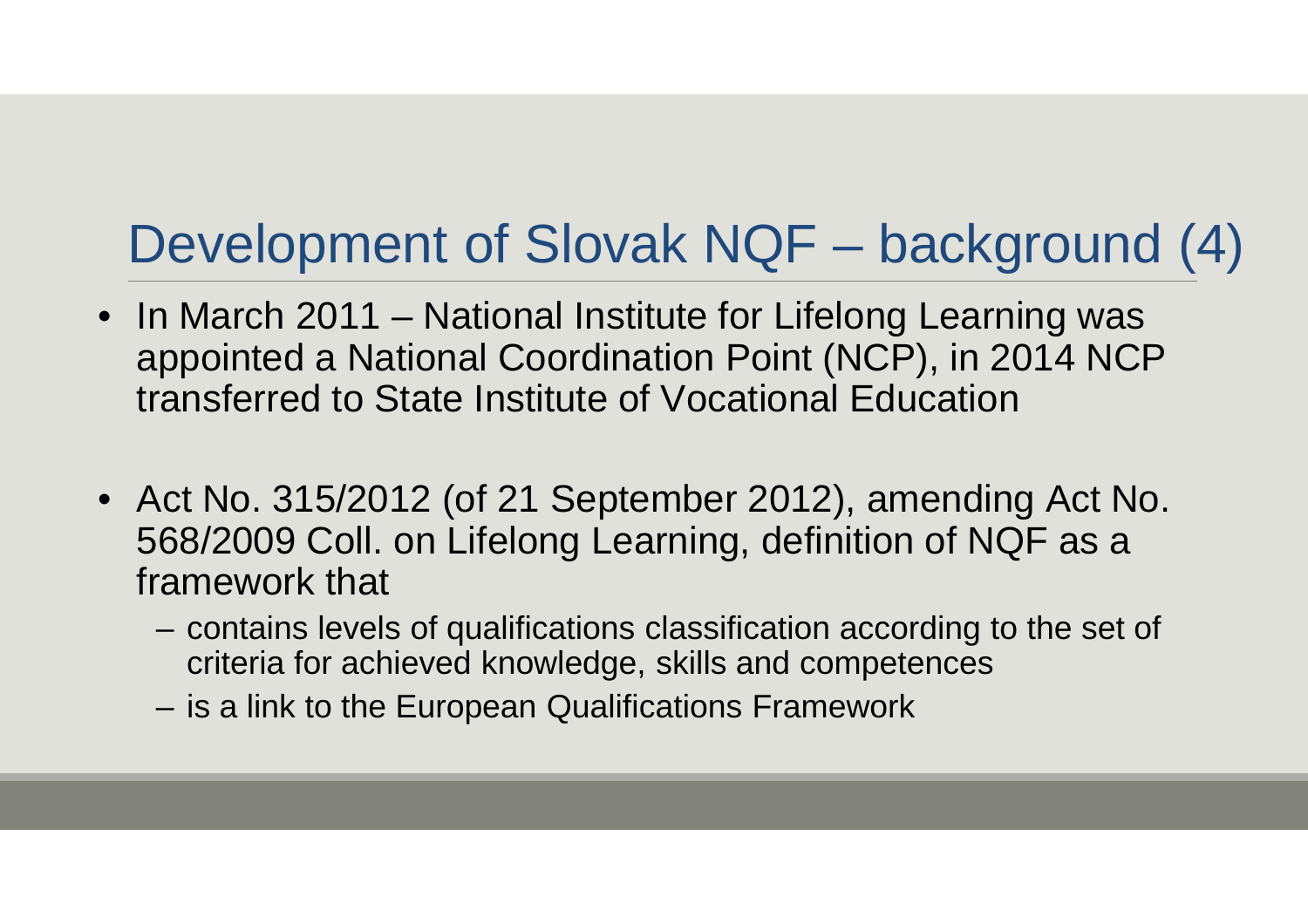# Development of Slovak NQF – background (4)

- In March 2011 – National Institute for Lifelong Learning was appointed a National Coordination Point (NCP), in 2014 NCP transferred to State Institute of Vocational Education

- Act No. 315/2012 (of 21 September 2012), amending Act No. 568/2009 Coll. on Lifelong Learning, definition of NQF as a framework that
  - contains levels of qualifications classification according to the set of criteria for achieved knowledge, skills and competences
  - is a link to the European Qualifications Framework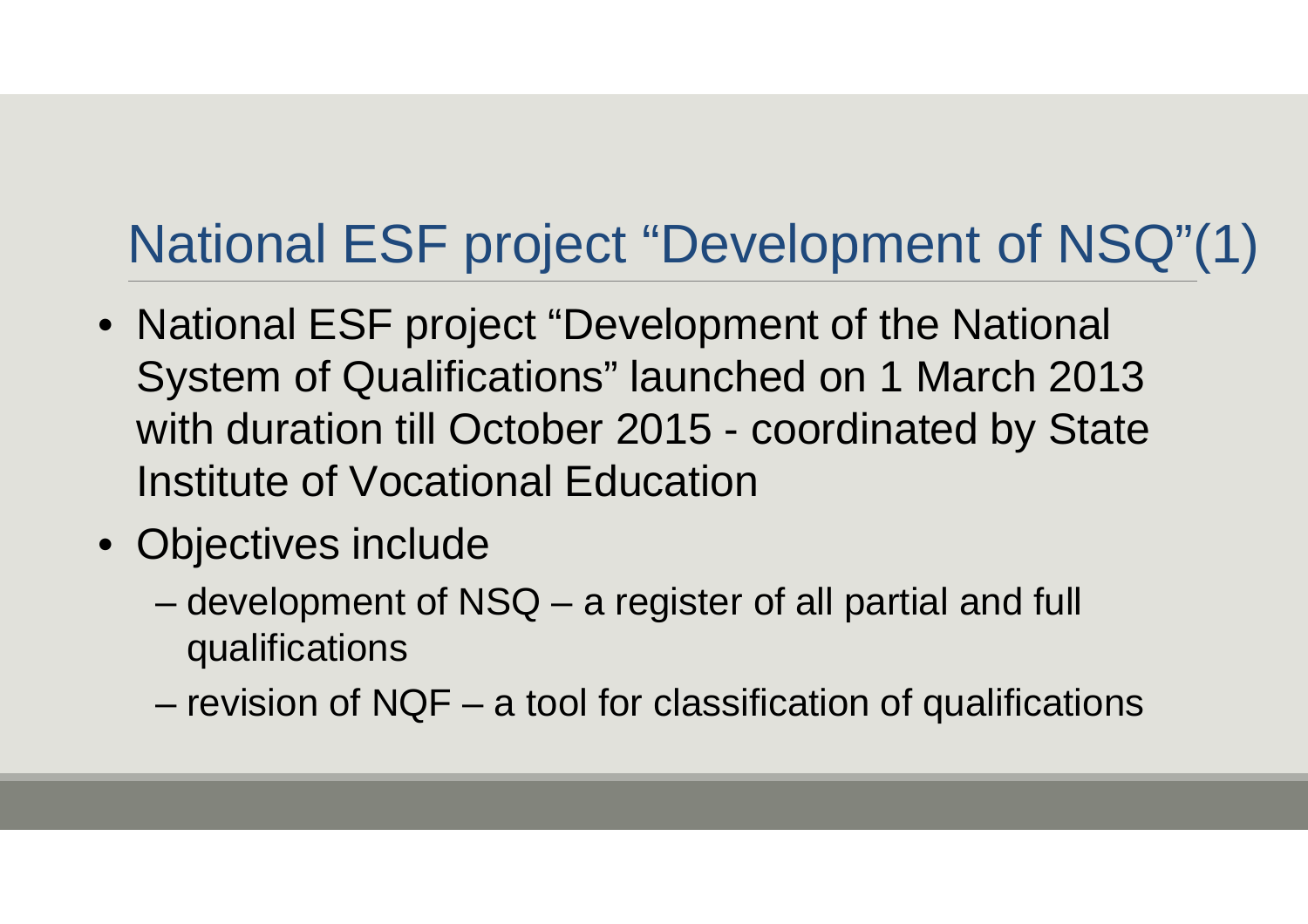# National ESF project "Development of NSQ"(1)

- National ESF project "Development of the National System of Qualifications" launched on 1 March 2013 with duration till October 2015 - coordinated by State Institute of Vocational Education
- Objectives include
  - development of NSQ – a register of all partial and full qualifications
  - revision of NQF – a tool for classification of qualifications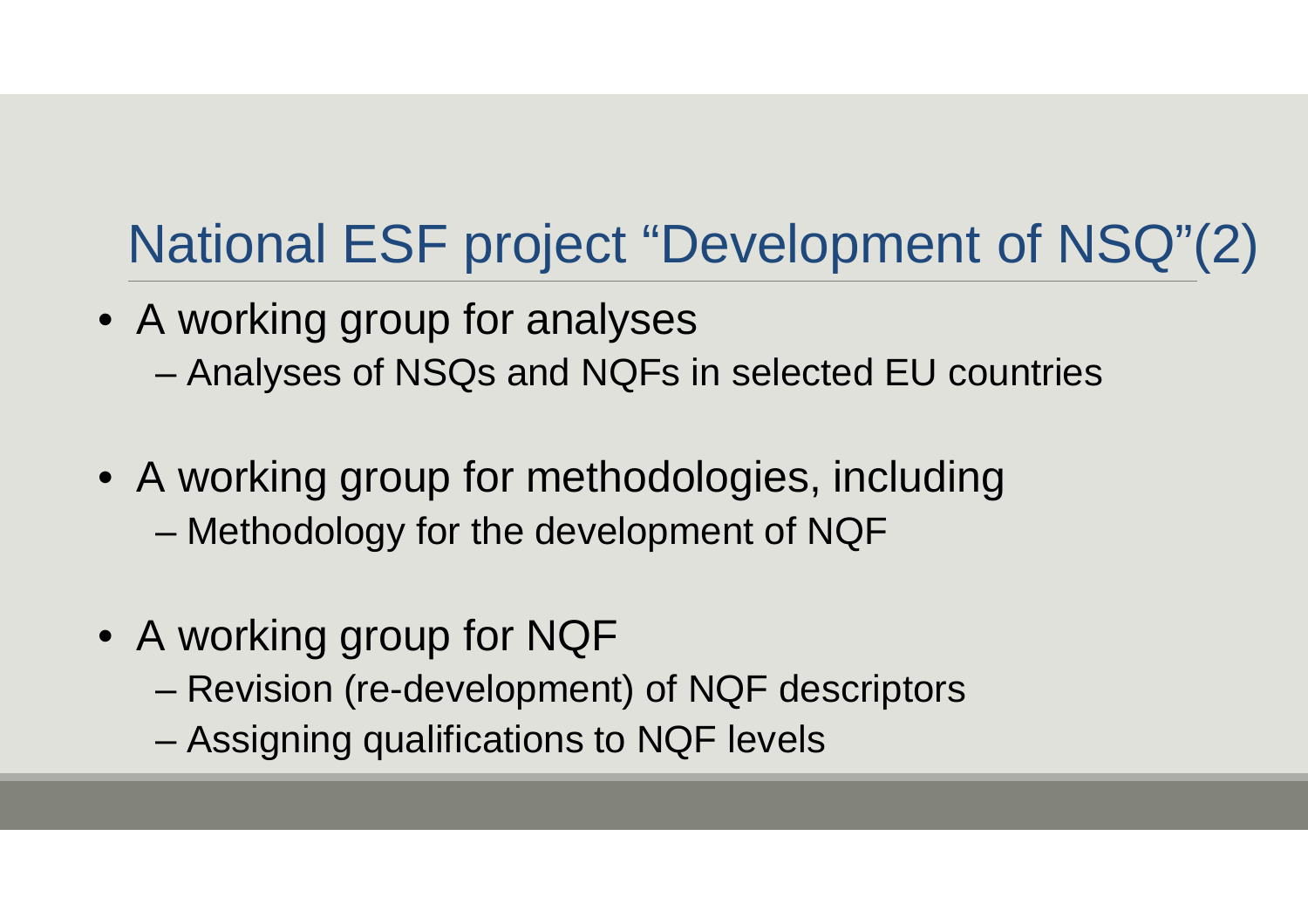# National ESF project “Development of NSQ”(2)

- A working group for analyses
  - Analyses of NSQs and NQFs in selected EU countries
- A working group for methodologies, including
  - Methodology for the development of NQF
- A working group for NQF
  - Revision (re-development) of NQF descriptors
  - Assigning qualifications to NQF levels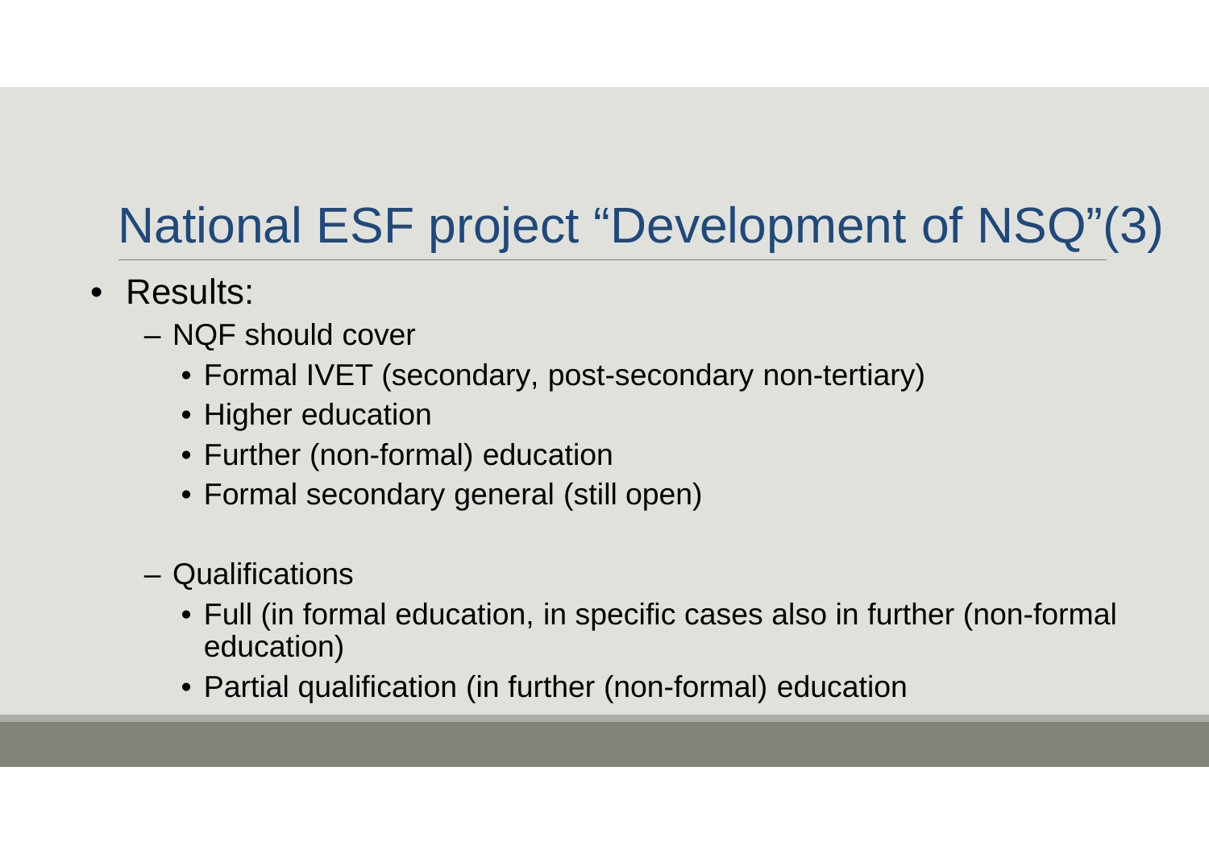# National ESF project “Development of NSQ”(3)

- Results:
  - NQF should cover
    - Formal IVET (secondary, post-secondary non-tertiary)
    - Higher education
    - Further (non-formal) education
    - Formal secondary general (still open)
  - Qualifications
    - Full (in formal education, in specific cases also in further (non-formal education)
    - Partial qualification (in further (non-formal) education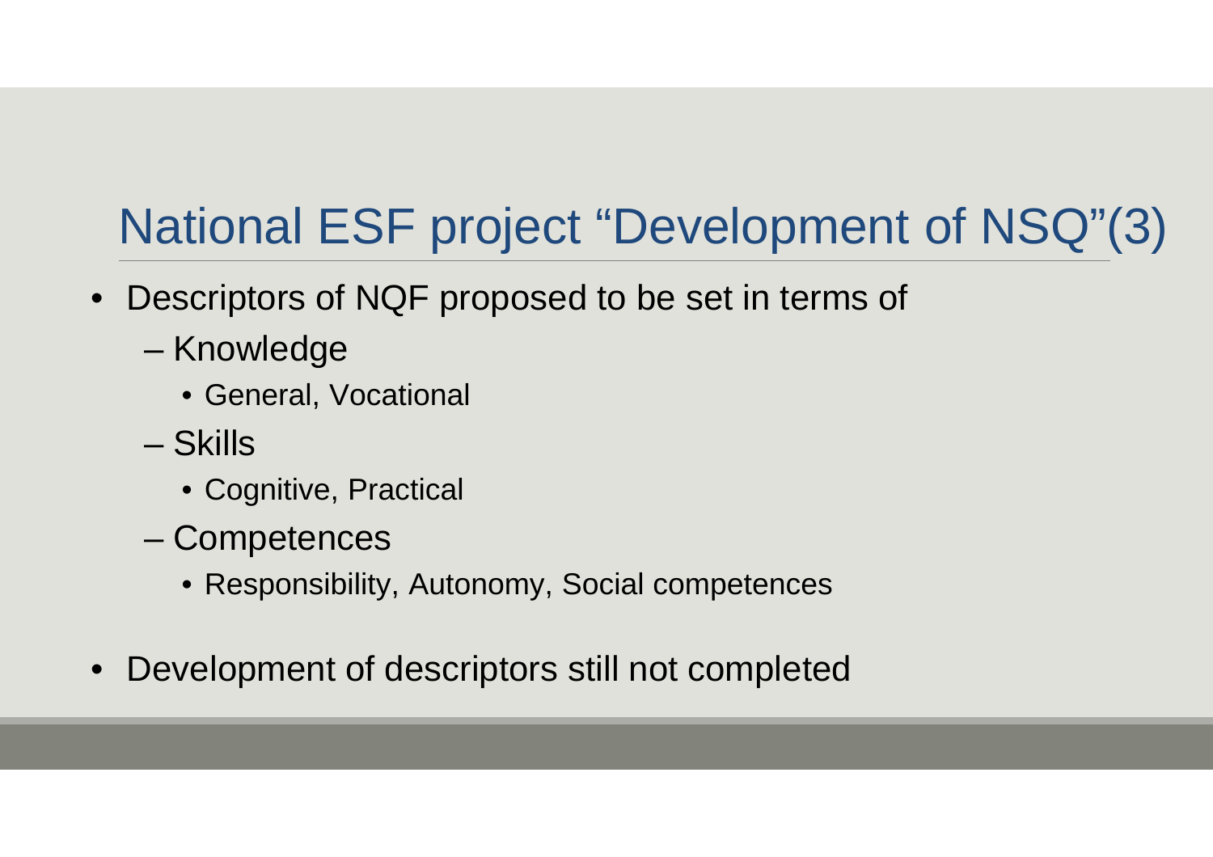# National ESF project "Development of NSQ"(3)

- Descriptors of NQF proposed to be set in terms of
  - Knowledge
    - General, Vocational
  - Skills
    - Cognitive, Practical
  - Competences
    - Responsibility, Autonomy, Social competences
- Development of descriptors still not completed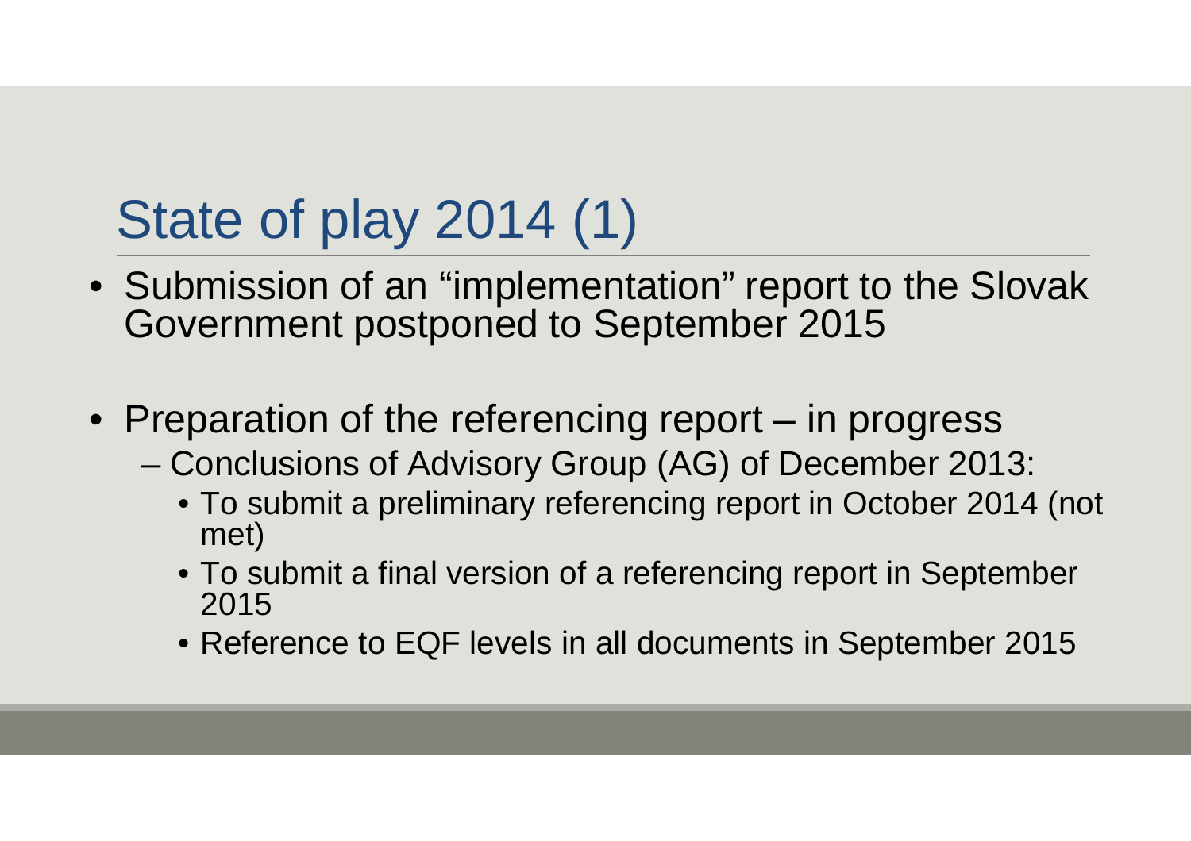# State of play 2014 (1)

- Submission of an "implementation" report to the Slovak Government postponed to September 2015
- Preparation of the referencing report – in progress
  - Conclusions of Advisory Group (AG) of December 2013:
    - To submit a preliminary referencing report in October 2014 (not met)
    - To submit a final version of a referencing report in September 2015
    - Reference to EQF levels in all documents in September 2015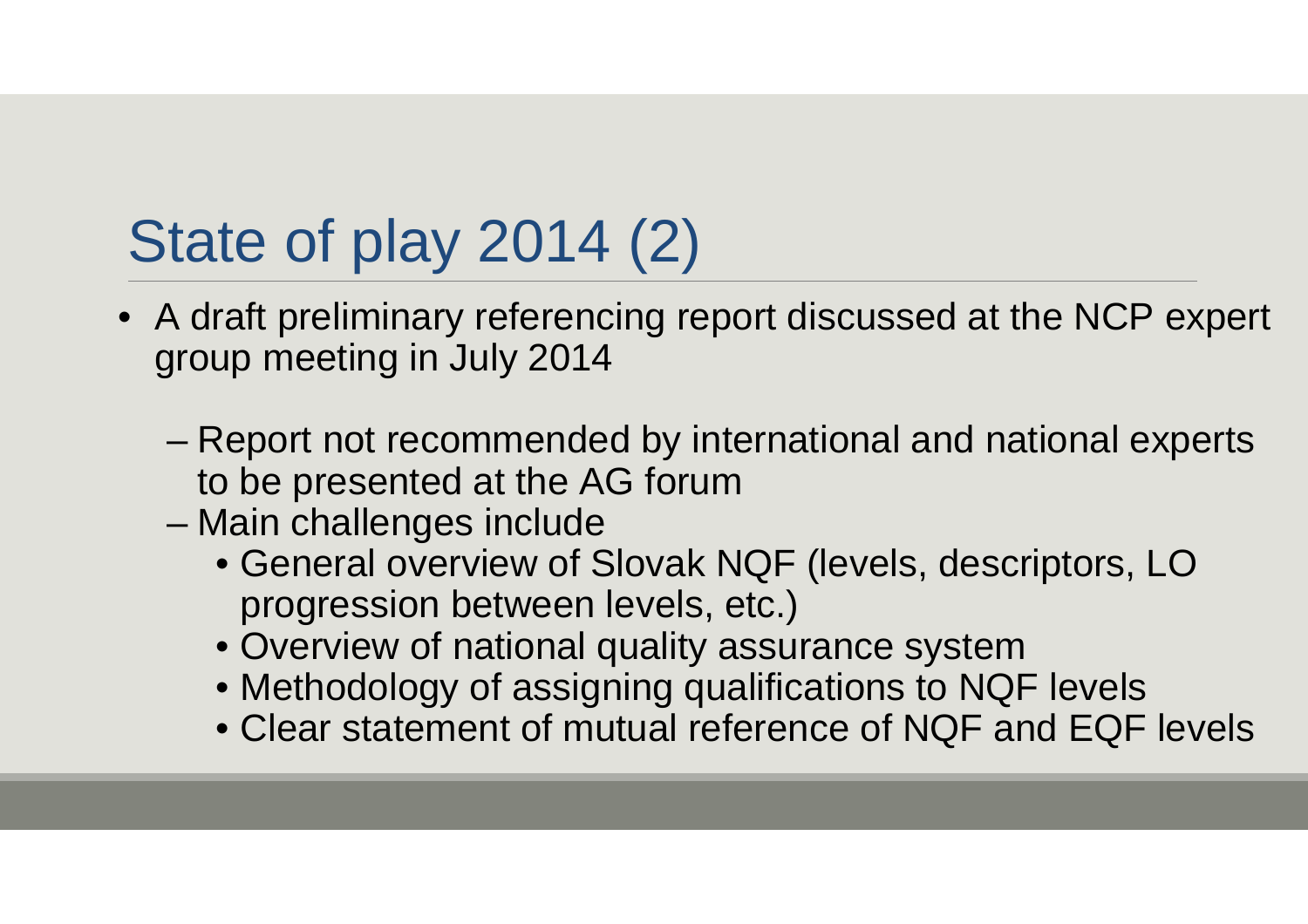# State of play 2014 (2)

- A draft preliminary referencing report discussed at the NCP expert group meeting in July 2014
  - Report not recommended by international and national experts to be presented at the AG forum
  - Main challenges include
    - General overview of Slovak NQF (levels, descriptors, LO progression between levels, etc.)
    - Overview of national quality assurance system
    - Methodology of assigning qualifications to NQF levels
    - Clear statement of mutual reference of NQF and EQF levels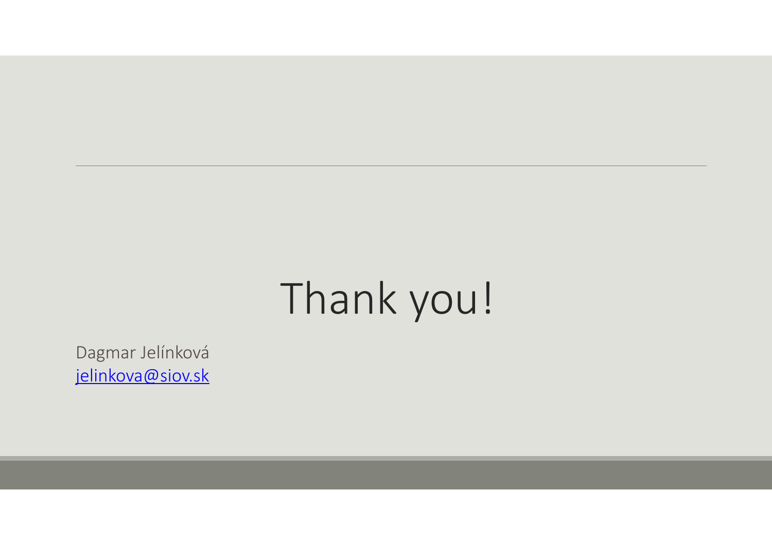# Thank you!

Dagmar Jelínková

jelinkova@siov.sk